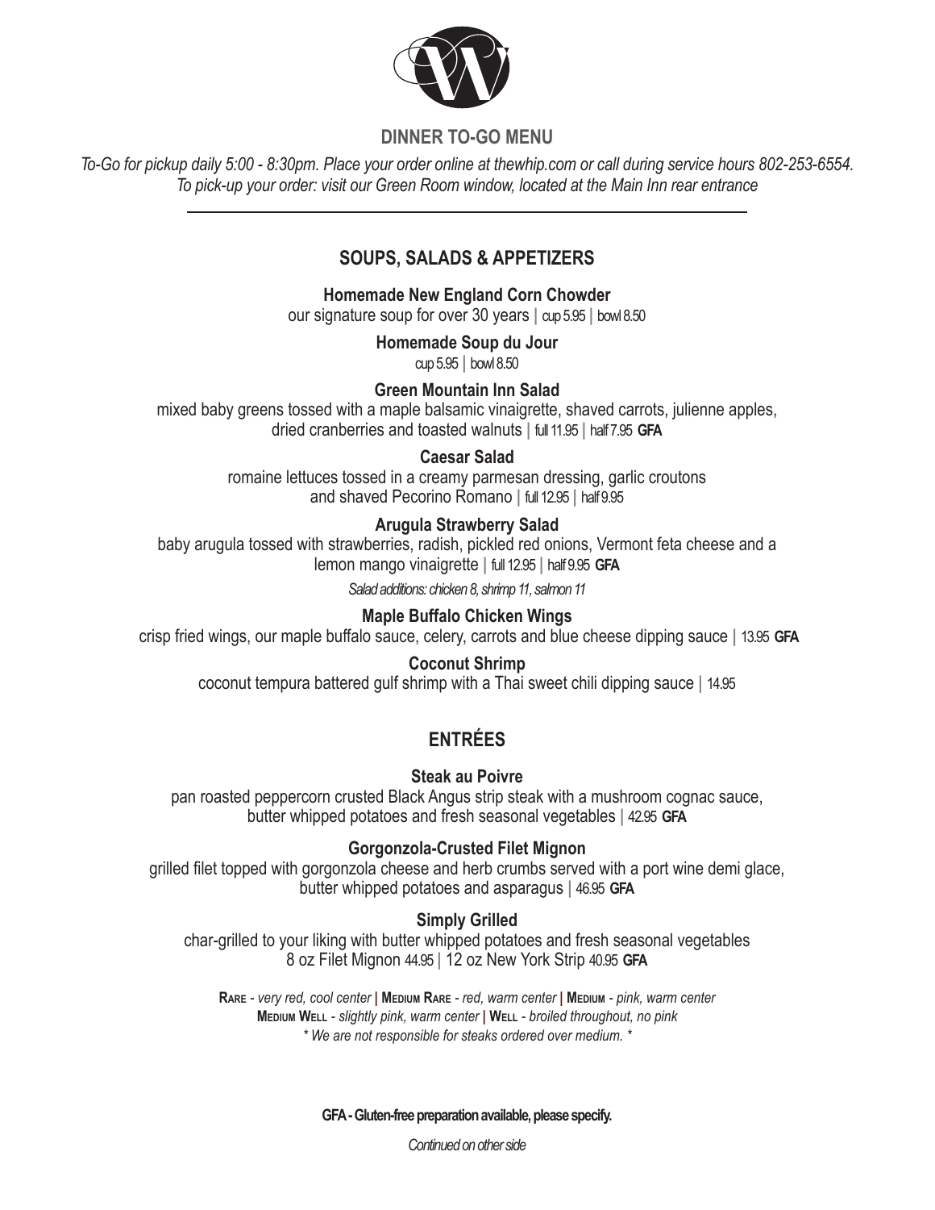# DINNER TO-GO MENU

*To-Go for pickup daily 5:00 - 8:30pm. Place your order online at thewhip.com or call during service hours 802-253-6554.*
*To pick-up your order: visit our Green Room window, located at the Main Inn rear entrance*

---

## SOUPS, SALADS & APPETIZERS

**Homemade New England Corn Chowder**
our signature soup for over 30 years | cup 5.95 | bowl 8.50

**Homemade Soup du Jour**
cup 5.95 | bowl 8.50

**Green Mountain Inn Salad**
mixed baby greens tossed with a maple balsamic vinaigrette, shaved carrots, julienne apples, dried cranberries and toasted walnuts | full 11.95 | half 7.95 **GFA**

**Caesar Salad**
romaine lettuces tossed in a creamy parmesan dressing, garlic croutons and shaved Pecorino Romano | full 12.95 | half 9.95

**Arugula Strawberry Salad**
baby arugula tossed with strawberries, radish, pickled red onions, Vermont feta cheese and a lemon mango vinaigrette | full 12.95 | half 9.95 **GFA**

*Salad additions: chicken 8, shrimp 11, salmon 11*

**Maple Buffalo Chicken Wings**
crisp fried wings, our maple buffalo sauce, celery, carrots and blue cheese dipping sauce | 13.95 **GFA**

**Coconut Shrimp**
coconut tempura battered gulf shrimp with a Thai sweet chili dipping sauce | 14.95

## ENTRÉES

**Steak au Poivre**
pan roasted peppercorn crusted Black Angus strip steak with a mushroom cognac sauce, butter whipped potatoes and fresh seasonal vegetables | 42.95 **GFA**

**Gorgonzola-Crusted Filet Mignon**
grilled filet topped with gorgonzola cheese and herb crumbs served with a port wine demi glace, butter whipped potatoes and asparagus | 46.95 **GFA**

**Simply Grilled**
char-grilled to your liking with butter whipped potatoes and fresh seasonal vegetables
8 oz Filet Mignon 44.95 | 12 oz New York Strip 40.95 **GFA**

**Rare** - *very red, cool center* | **Medium Rare** - *red, warm center* | **Medium** - *pink, warm center*
**Medium Well** - *slightly pink, warm center* | **Well** - *broiled throughout, no pink*
*\* We are not responsible for steaks ordered over medium. \**

**GFA - Gluten-free preparation available, please specify.**

*Continued on other side*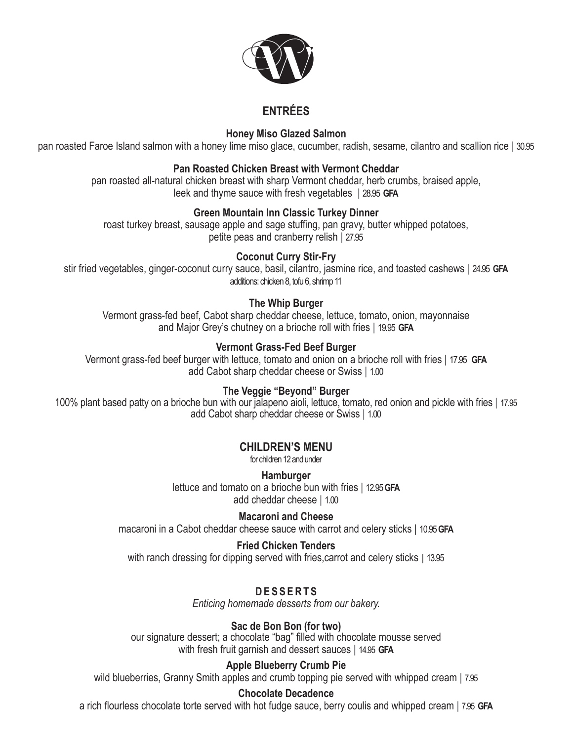## ENTRÉES

**Honey Miso Glazed Salmon**
pan roasted Faroe Island salmon with a honey lime miso glace, cucumber, radish, sesame, cilantro and scallion rice | 30.95

**Pan Roasted Chicken Breast with Vermont Cheddar**
pan roasted all-natural chicken breast with sharp Vermont cheddar, herb crumbs, braised apple, leek and thyme sauce with fresh vegetables | 28.95 **GFA**

**Green Mountain Inn Classic Turkey Dinner**
roast turkey breast, sausage apple and sage stuffing, pan gravy, butter whipped potatoes, petite peas and cranberry relish | 27.95

**Coconut Curry Stir-Fry**
stir fried vegetables, ginger-coconut curry sauce, basil, cilantro, jasmine rice, and toasted cashews | 24.95 **GFA**
additions: chicken 8, tofu 6, shrimp 11

**The Whip Burger**
Vermont grass-fed beef, Cabot sharp cheddar cheese, lettuce, tomato, onion, mayonnaise and Major Grey's chutney on a brioche roll with fries | 19.95 **GFA**

**Vermont Grass-Fed Beef Burger**
Vermont grass-fed beef burger with lettuce, tomato and onion on a brioche roll with fries | 17.95 **GFA**
add Cabot sharp cheddar cheese or Swiss | 1.00

**The Veggie "Beyond" Burger**
100% plant based patty on a brioche bun with our jalapeno aioli, lettuce, tomato, red onion and pickle with fries | 17.95
add Cabot sharp cheddar cheese or Swiss | 1.00

## CHILDREN'S MENU
for children 12 and under

**Hamburger**
lettuce and tomato on a brioche bun with fries | 12.95 **GFA**
add cheddar cheese | 1.00

**Macaroni and Cheese**
macaroni in a Cabot cheddar cheese sauce with carrot and celery sticks | 10.95 **GFA**

**Fried Chicken Tenders**
with ranch dressing for dipping served with fries,carrot and celery sticks | 13.95

## DESSERTS
*Enticing homemade desserts from our bakery.*

**Sac de Bon Bon (for two)**
our signature dessert; a chocolate "bag" filled with chocolate mousse served with fresh fruit garnish and dessert sauces | 14.95 **GFA**

**Apple Blueberry Crumb Pie**
wild blueberries, Granny Smith apples and crumb topping pie served with whipped cream | 7.95

**Chocolate Decadence**
a rich flourless chocolate torte served with hot fudge sauce, berry coulis and whipped cream | 7.95 **GFA**